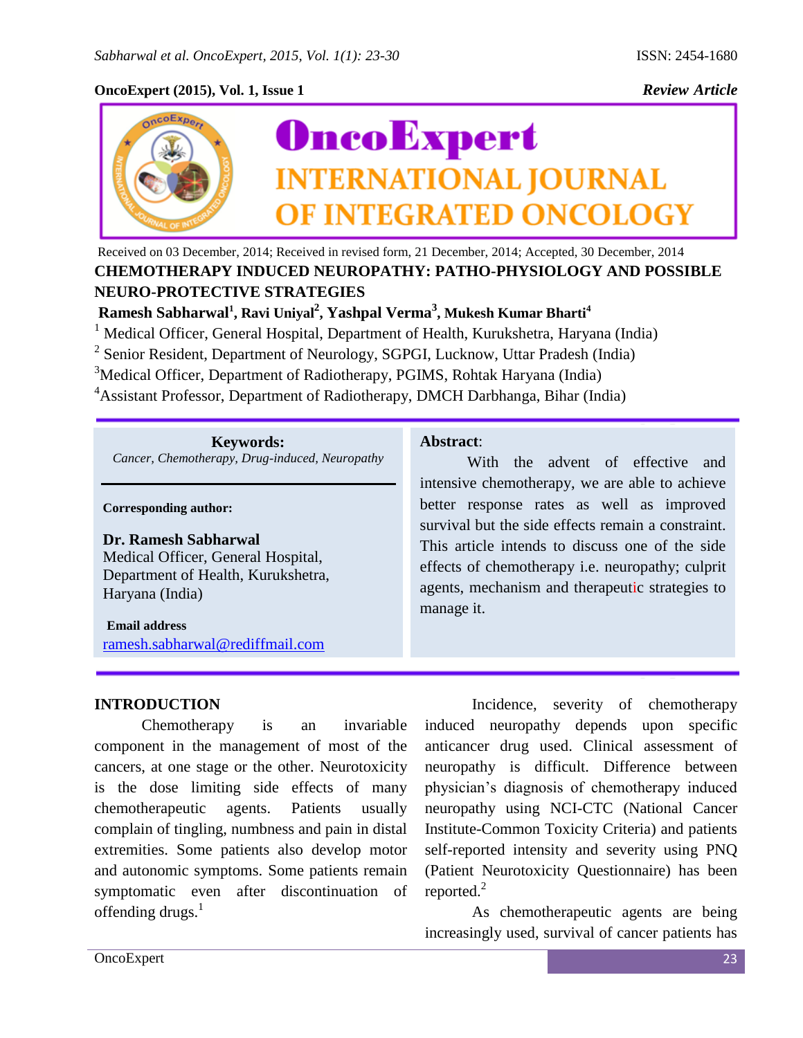Received on 03 December, 2014; Received in revised form, 21 December, 2014; Accepted, 30 December, 2014

# CHEMOTHERAPY INDUCED NEUROPATHY: PATHO-PHYSIOLOGY AND POSSIBLE NEURO-PROTECTIVE STRATEGIES

**Ramesh Sabharwal[1], Ravi Uniyal[2], Yashpal Verma[3], Mukesh Kumar Bharti[4]**

[1] Medical Officer, General Hospital, Department of Health, Kurukshetra, Haryana (India)

[2] Senior Resident, Department of Neurology, SGPGI, Lucknow, Uttar Pradesh (India)

[3] Medical Officer, Department of Radiotherapy, PGIMS, Rohtak Haryana (India)

[4] Assistant Professor, Department of Radiotherapy, DMCH Darbhanga, Bihar (India)

**Keywords:**
*Cancer, Chemotherapy, Drug-induced, Neuropathy*

**Corresponding author:**

**Dr. Ramesh Sabharwal**
Medical Officer, General Hospital,
Department of Health, Kurukshetra,
Haryana (India)

**Email address**
ramesh.sabharwal@rediffmail.com

**Abstract**:

With the advent of effective and intensive chemotherapy, we are able to achieve better response rates as well as improved survival but the side effects remain a constraint. This article intends to discuss one of the side effects of chemotherapy i.e. neuropathy; culprit agents, mechanism and therapeutic strategies to manage it.

## INTRODUCTION

Chemotherapy is an invariable component in the management of most of the cancers, at one stage or the other. Neurotoxicity is the dose limiting side effects of many chemotherapeutic agents. Patients usually complain of tingling, numbness and pain in distal extremities. Some patients also develop motor and autonomic symptoms. Some patients remain symptomatic even after discontinuation of offending drugs.[1]

Incidence, severity of chemotherapy induced neuropathy depends upon specific anticancer drug used. Clinical assessment of neuropathy is difficult. Difference between physician's diagnosis of chemotherapy induced neuropathy using NCI-CTC (National Cancer Institute-Common Toxicity Criteria) and patients self-reported intensity and severity using PNQ (Patient Neurotoxicity Questionnaire) has been reported.[2]

As chemotherapeutic agents are being increasingly used, survival of cancer patients has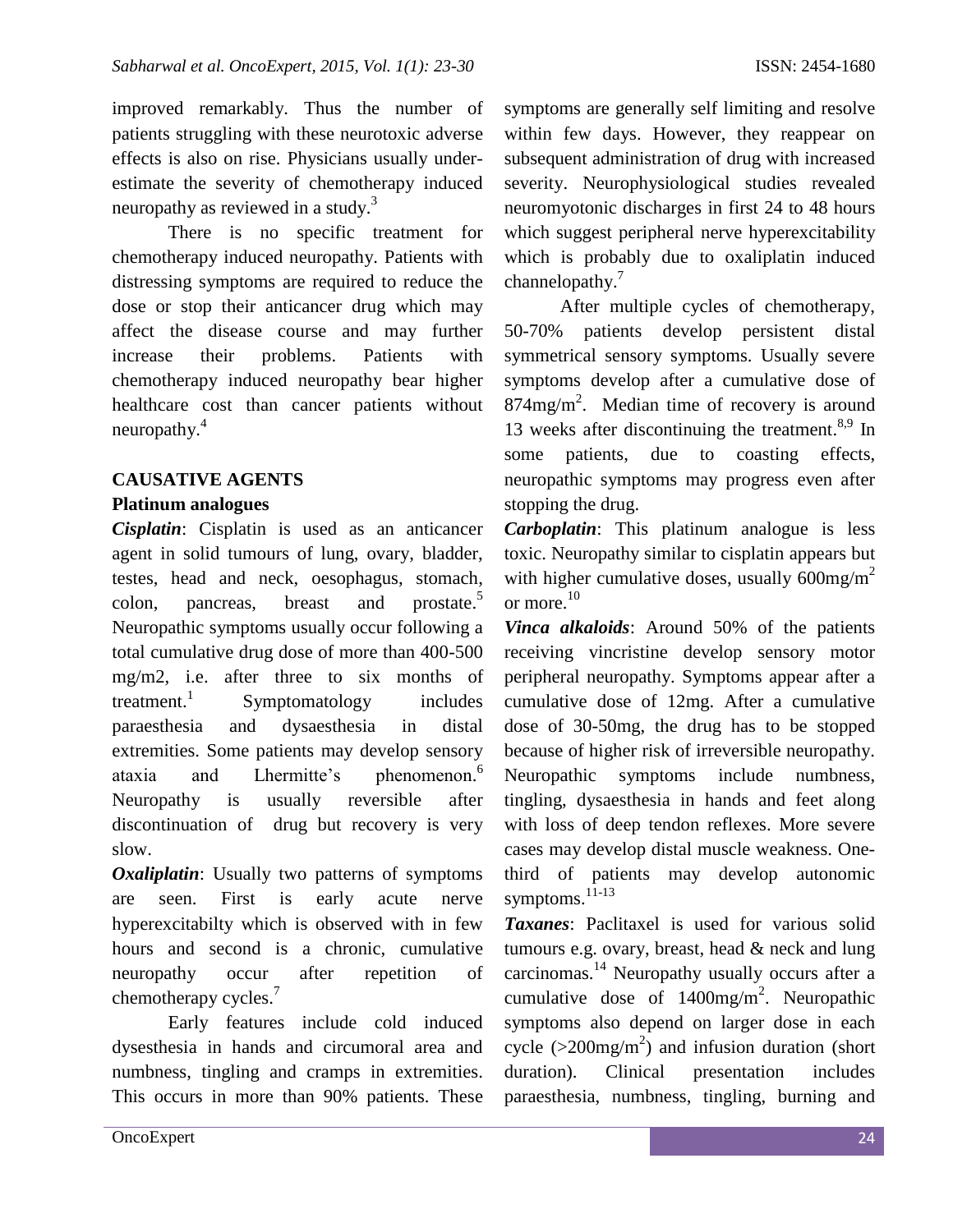improved remarkably. Thus the number of patients struggling with these neurotoxic adverse effects is also on rise. Physicians usually under-estimate the severity of chemotherapy induced neuropathy as reviewed in a study.[3]

There is no specific treatment for chemotherapy induced neuropathy. Patients with distressing symptoms are required to reduce the dose or stop their anticancer drug which may affect the disease course and may further increase their problems. Patients with chemotherapy induced neuropathy bear higher healthcare cost than cancer patients without neuropathy.[4]

## CAUSATIVE AGENTS

### Platinum analogues

***Cisplatin***: Cisplatin is used as an anticancer agent in solid tumours of lung, ovary, bladder, testes, head and neck, oesophagus, stomach, colon, pancreas, breast and prostate.[5] Neuropathic symptoms usually occur following a total cumulative drug dose of more than 400-500 mg/m2, i.e. after three to six months of treatment.[1] Symptomatology includes paraesthesia and dysaesthesia in distal extremities. Some patients may develop sensory ataxia and Lhermitte's phenomenon.[6] Neuropathy is usually reversible after discontinuation of drug but recovery is very slow.

***Oxaliplatin***: Usually two patterns of symptoms are seen. First is early acute nerve hyperexcitabilty which is observed with in few hours and second is a chronic, cumulative neuropathy occur after repetition of chemotherapy cycles.[7]

Early features include cold induced dysesthesia in hands and circumoral area and numbness, tingling and cramps in extremities. This occurs in more than 90% patients. These symptoms are generally self limiting and resolve within few days. However, they reappear on subsequent administration of drug with increased severity. Neurophysiological studies revealed neuromyotonic discharges in first 24 to 48 hours which suggest peripheral nerve hyperexcitability which is probably due to oxaliplatin induced channelopathy.[7]

After multiple cycles of chemotherapy, 50-70% patients develop persistent distal symmetrical sensory symptoms. Usually severe symptoms develop after a cumulative dose of 874mg/m$^2$. Median time of recovery is around 13 weeks after discontinuing the treatment.[8,9] In some patients, due to coasting effects, neuropathic symptoms may progress even after stopping the drug.

***Carboplatin***: This platinum analogue is less toxic. Neuropathy similar to cisplatin appears but with higher cumulative doses, usually 600mg/m$^2$ or more.[10]

***Vinca alkaloids***: Around 50% of the patients receiving vincristine develop sensory motor peripheral neuropathy. Symptoms appear after a cumulative dose of 12mg. After a cumulative dose of 30-50mg, the drug has to be stopped because of higher risk of irreversible neuropathy. Neuropathic symptoms include numbness, tingling, dysaesthesia in hands and feet along with loss of deep tendon reflexes. More severe cases may develop distal muscle weakness. One-third of patients may develop autonomic symptoms.[11-13]

***Taxanes***: Paclitaxel is used for various solid tumours e.g. ovary, breast, head & neck and lung carcinomas.[14] Neuropathy usually occurs after a cumulative dose of 1400mg/m$^2$. Neuropathic symptoms also depend on larger dose in each cycle (>200mg/m$^2$) and infusion duration (short duration). Clinical presentation includes paraesthesia, numbness, tingling, burning and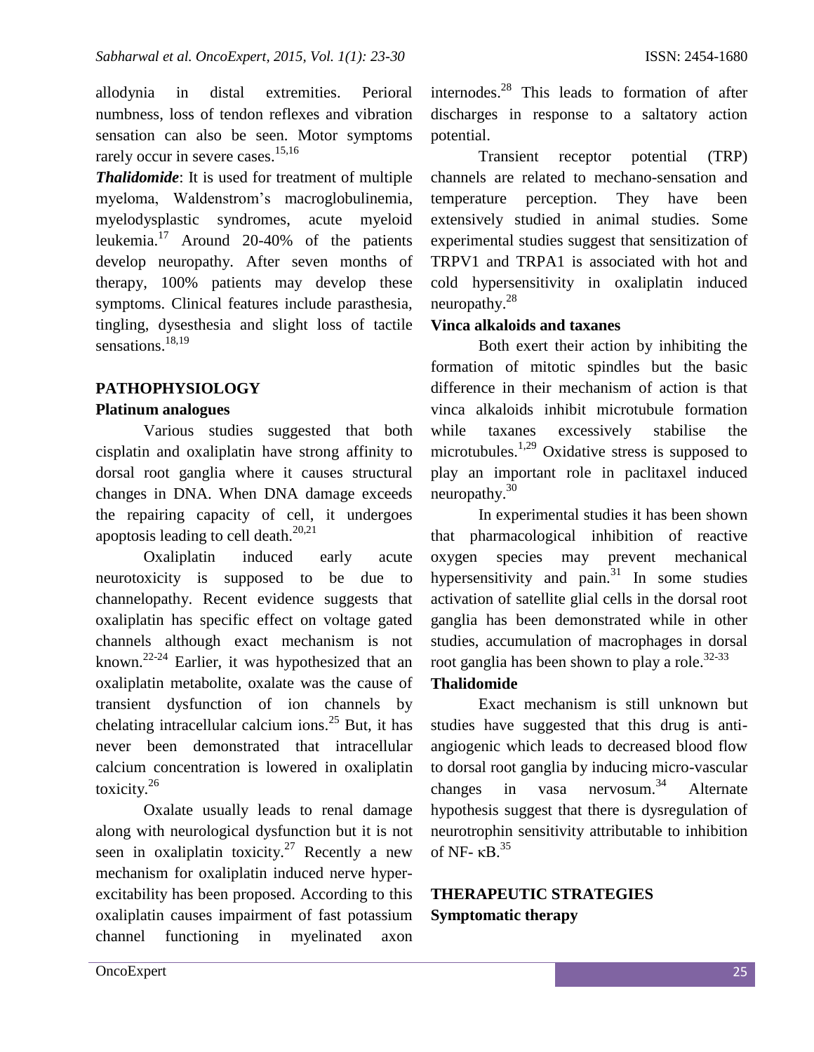allodynia in distal extremities. Perioral numbness, loss of tendon reflexes and vibration sensation can also be seen. Motor symptoms rarely occur in severe cases.[15,16]

***Thalidomide***: It is used for treatment of multiple myeloma, Waldenstrom's macroglobulinemia, myelodysplastic syndromes, acute myeloid leukemia.[17] Around 20-40% of the patients develop neuropathy. After seven months of therapy, 100% patients may develop these symptoms. Clinical features include parasthesia, tingling, dysesthesia and slight loss of tactile sensations.[18,19]

## PATHOPHYSIOLOGY

### Platinum analogues

Various studies suggested that both cisplatin and oxaliplatin have strong affinity to dorsal root ganglia where it causes structural changes in DNA. When DNA damage exceeds the repairing capacity of cell, it undergoes apoptosis leading to cell death.[20,21]

Oxaliplatin induced early acute neurotoxicity is supposed to be due to channelopathy. Recent evidence suggests that oxaliplatin has specific effect on voltage gated channels although exact mechanism is not known.[22-24] Earlier, it was hypothesized that an oxaliplatin metabolite, oxalate was the cause of transient dysfunction of ion channels by chelating intracellular calcium ions.[25] But, it has never been demonstrated that intracellular calcium concentration is lowered in oxaliplatin toxicity.[26]

Oxalate usually leads to renal damage along with neurological dysfunction but it is not seen in oxaliplatin toxicity.[27] Recently a new mechanism for oxaliplatin induced nerve hyper-excitability has been proposed. According to this oxaliplatin causes impairment of fast potassium channel functioning in myelinated axon internodes.[28] This leads to formation of after discharges in response to a saltatory action potential.

Transient receptor potential (TRP) channels are related to mechano-sensation and temperature perception. They have been extensively studied in animal studies. Some experimental studies suggest that sensitization of TRPV1 and TRPA1 is associated with hot and cold hypersensitivity in oxaliplatin induced neuropathy.[28]

### Vinca alkaloids and taxanes

Both exert their action by inhibiting the formation of mitotic spindles but the basic difference in their mechanism of action is that vinca alkaloids inhibit microtubule formation while taxanes excessively stabilise the microtubules.[1,29] Oxidative stress is supposed to play an important role in paclitaxel induced neuropathy.[30]

In experimental studies it has been shown that pharmacological inhibition of reactive oxygen species may prevent mechanical hypersensitivity and pain.[31] In some studies activation of satellite glial cells in the dorsal root ganglia has been demonstrated while in other studies, accumulation of macrophages in dorsal root ganglia has been shown to play a role.[32-33]

### Thalidomide

Exact mechanism is still unknown but studies have suggested that this drug is anti-angiogenic which leads to decreased blood flow to dorsal root ganglia by inducing micro-vascular changes in vasa nervosum.[34] Alternate hypothesis suggest that there is dysregulation of neurotrophin sensitivity attributable to inhibition of NF- κB.[35]

## THERAPEUTIC STRATEGIES

### Symptomatic therapy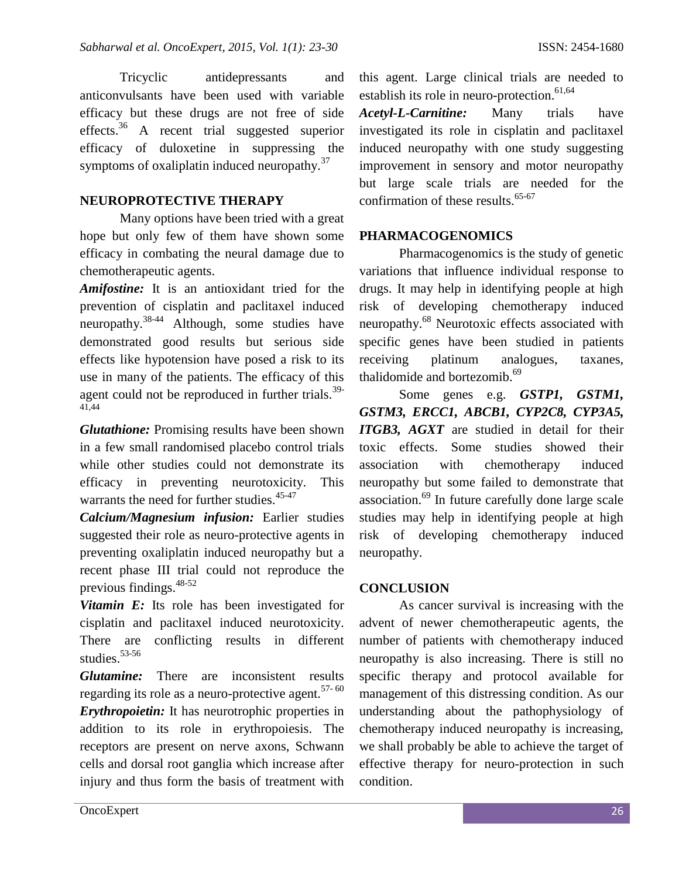Tricyclic antidepressants and anticonvulsants have been used with variable efficacy but these drugs are not free of side effects.[36] A recent trial suggested superior efficacy of duloxetine in suppressing the symptoms of oxaliplatin induced neuropathy.[37]

## NEUROPROTECTIVE THERAPY

Many options have been tried with a great hope but only few of them have shown some efficacy in combating the neural damage due to chemotherapeutic agents.

***Amifostine:*** It is an antioxidant tried for the prevention of cisplatin and paclitaxel induced neuropathy.[38-44] Although, some studies have demonstrated good results but serious side effects like hypotension have posed a risk to its use in many of the patients. The efficacy of this agent could not be reproduced in further trials.[39-41,44]

***Glutathione:*** Promising results have been shown in a few small randomised placebo control trials while other studies could not demonstrate its efficacy in preventing neurotoxicity. This warrants the need for further studies.[45-47]

***Calcium/Magnesium infusion:*** Earlier studies suggested their role as neuro-protective agents in preventing oxaliplatin induced neuropathy but a recent phase III trial could not reproduce the previous findings.[48-52]

***Vitamin E:*** Its role has been investigated for cisplatin and paclitaxel induced neurotoxicity. There are conflicting results in different studies.[53-56]

***Glutamine:*** There are inconsistent results regarding its role as a neuro-protective agent.[57-60]

***Erythropoietin:*** It has neurotrophic properties in addition to its role in erythropoiesis. The receptors are present on nerve axons, Schwann cells and dorsal root ganglia which increase after injury and thus form the basis of treatment with this agent. Large clinical trials are needed to establish its role in neuro-protection.[61,64]

***Acetyl-L-Carnitine:*** Many trials have investigated its role in cisplatin and paclitaxel induced neuropathy with one study suggesting improvement in sensory and motor neuropathy but large scale trials are needed for the confirmation of these results.[65-67]

## PHARMACOGENOMICS

Pharmacogenomics is the study of genetic variations that influence individual response to drugs. It may help in identifying people at high risk of developing chemotherapy induced neuropathy.[68] Neurotoxic effects associated with specific genes have been studied in patients receiving platinum analogues, taxanes, thalidomide and bortezomib.[69]

Some genes e.g. ***GSTP1, GSTM1, GSTM3, ERCC1, ABCB1, CYP2C8, CYP3A5, ITGB3, AGXT*** are studied in detail for their toxic effects. Some studies showed their association with chemotherapy induced neuropathy but some failed to demonstrate that association.[69] In future carefully done large scale studies may help in identifying people at high risk of developing chemotherapy induced neuropathy.

## CONCLUSION

As cancer survival is increasing with the advent of newer chemotherapeutic agents, the number of patients with chemotherapy induced neuropathy is also increasing. There is still no specific therapy and protocol available for management of this distressing condition. As our understanding about the pathophysiology of chemotherapy induced neuropathy is increasing, we shall probably be able to achieve the target of effective therapy for neuro-protection in such condition.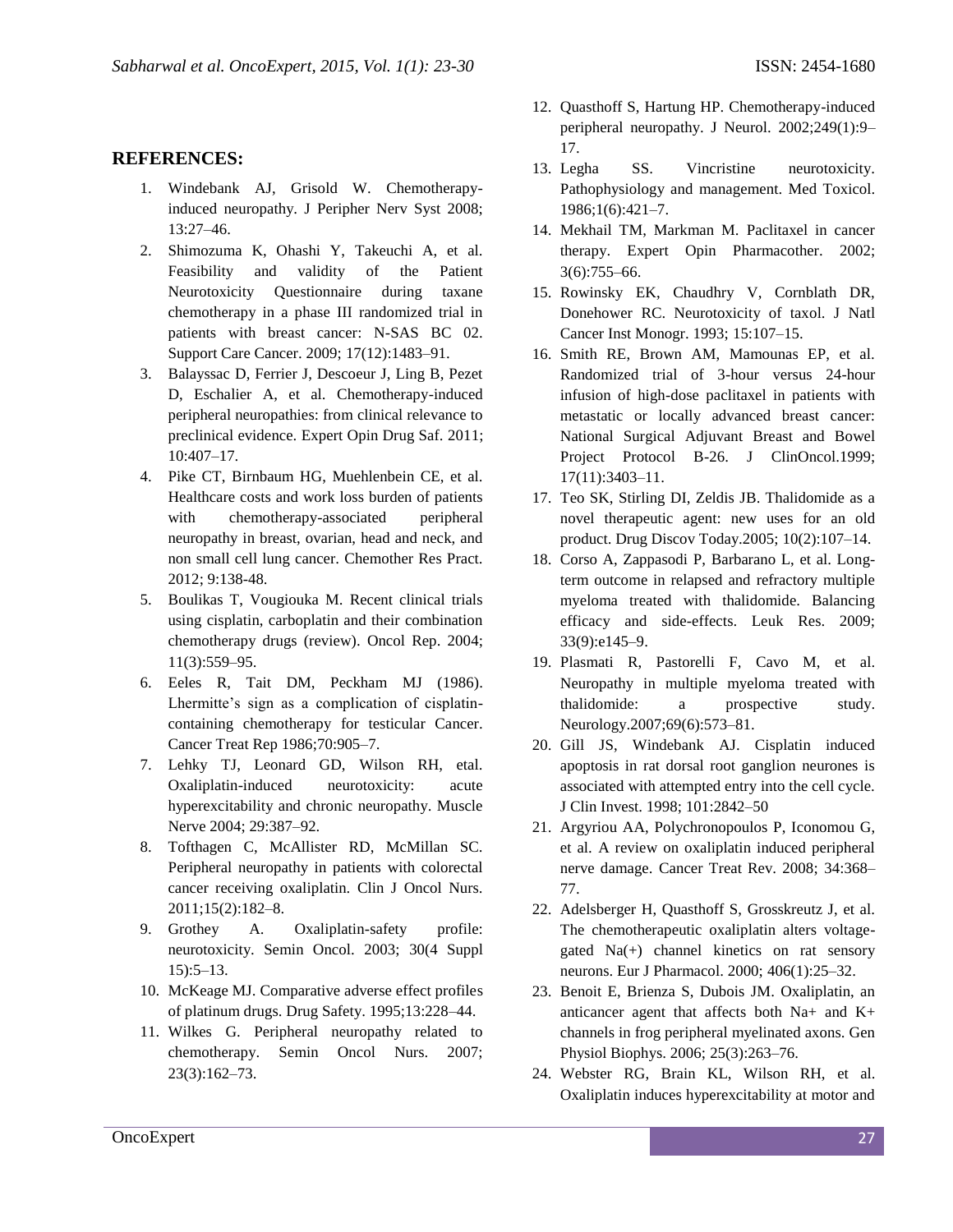## REFERENCES:

1. Windebank AJ, Grisold W. Chemotherapy-induced neuropathy. J Peripher Nerv Syst 2008; 13:27–46.
2. Shimozuma K, Ohashi Y, Takeuchi A, et al. Feasibility and validity of the Patient Neurotoxicity Questionnaire during taxane chemotherapy in a phase III randomized trial in patients with breast cancer: N-SAS BC 02. Support Care Cancer. 2009; 17(12):1483–91.
3. Balayssac D, Ferrier J, Descoeur J, Ling B, Pezet D, Eschalier A, et al. Chemotherapy-induced peripheral neuropathies: from clinical relevance to preclinical evidence. Expert Opin Drug Saf. 2011; 10:407–17.
4. Pike CT, Birnbaum HG, Muehlenbein CE, et al. Healthcare costs and work loss burden of patients with chemotherapy-associated peripheral neuropathy in breast, ovarian, head and neck, and non small cell lung cancer. Chemother Res Pract. 2012; 9:138-48.
5. Boulikas T, Vougiouka M. Recent clinical trials using cisplatin, carboplatin and their combination chemotherapy drugs (review). Oncol Rep. 2004; 11(3):559–95.
6. Eeles R, Tait DM, Peckham MJ (1986). Lhermitte's sign as a complication of cisplatin-containing chemotherapy for testicular Cancer. Cancer Treat Rep 1986;70:905–7.
7. Lehky TJ, Leonard GD, Wilson RH, etal. Oxaliplatin-induced neurotoxicity: acute hyperexcitability and chronic neuropathy. Muscle Nerve 2004; 29:387–92.
8. Tofthagen C, McAllister RD, McMillan SC. Peripheral neuropathy in patients with colorectal cancer receiving oxaliplatin. Clin J Oncol Nurs. 2011;15(2):182–8.
9. Grothey A. Oxaliplatin-safety profile: neurotoxicity. Semin Oncol. 2003; 30(4 Suppl 15):5–13.
10. McKeage MJ. Comparative adverse effect profiles of platinum drugs. Drug Safety. 1995;13:228–44.
11. Wilkes G. Peripheral neuropathy related to chemotherapy. Semin Oncol Nurs. 2007; 23(3):162–73.
12. Quasthoff S, Hartung HP. Chemotherapy-induced peripheral neuropathy. J Neurol. 2002;249(1):9–17.
13. Legha SS. Vincristine neurotoxicity. Pathophysiology and management. Med Toxicol. 1986;1(6):421–7.
14. Mekhail TM, Markman M. Paclitaxel in cancer therapy. Expert Opin Pharmacother. 2002; 3(6):755–66.
15. Rowinsky EK, Chaudhry V, Cornblath DR, Donehower RC. Neurotoxicity of taxol. J Natl Cancer Inst Monogr. 1993; 15:107–15.
16. Smith RE, Brown AM, Mamounas EP, et al. Randomized trial of 3-hour versus 24-hour infusion of high-dose paclitaxel in patients with metastatic or locally advanced breast cancer: National Surgical Adjuvant Breast and Bowel Project Protocol B-26. J ClinOncol.1999; 17(11):3403–11.
17. Teo SK, Stirling DI, Zeldis JB. Thalidomide as a novel therapeutic agent: new uses for an old product. Drug Discov Today.2005; 10(2):107–14.
18. Corso A, Zappasodi P, Barbarano L, et al. Long-term outcome in relapsed and refractory multiple myeloma treated with thalidomide. Balancing efficacy and side-effects. Leuk Res. 2009; 33(9):e145–9.
19. Plasmati R, Pastorelli F, Cavo M, et al. Neuropathy in multiple myeloma treated with thalidomide: a prospective study. Neurology.2007;69(6):573–81.
20. Gill JS, Windebank AJ. Cisplatin induced apoptosis in rat dorsal root ganglion neurones is associated with attempted entry into the cell cycle. J Clin Invest. 1998; 101:2842–50
21. Argyriou AA, Polychronopoulos P, Iconomou G, et al. A review on oxaliplatin induced peripheral nerve damage. Cancer Treat Rev. 2008; 34:368–77.
22. Adelsberger H, Quasthoff S, Grosskreutz J, et al. The chemotherapeutic oxaliplatin alters voltage-gated Na(+) channel kinetics on rat sensory neurons. Eur J Pharmacol. 2000; 406(1):25–32.
23. Benoit E, Brienza S, Dubois JM. Oxaliplatin, an anticancer agent that affects both Na+ and K+ channels in frog peripheral myelinated axons. Gen Physiol Biophys. 2006; 25(3):263–76.
24. Webster RG, Brain KL, Wilson RH, et al. Oxaliplatin induces hyperexcitability at motor and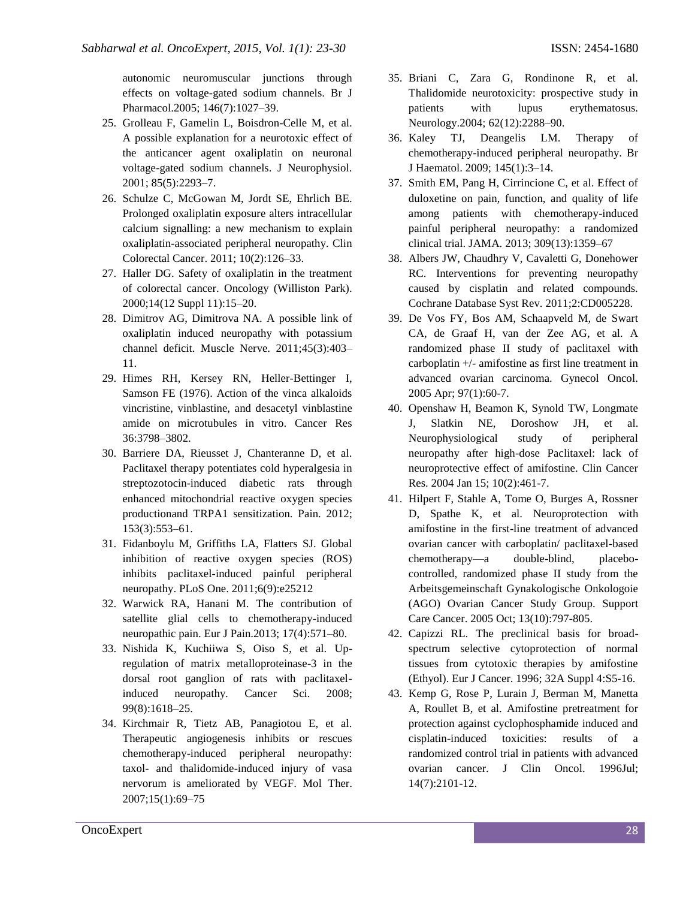autonomic neuromuscular junctions through effects on voltage-gated sodium channels. Br J Pharmacol.2005; 146(7):1027–39.

25. Grolleau F, Gamelin L, Boisdron-Celle M, et al. A possible explanation for a neurotoxic effect of the anticancer agent oxaliplatin on neuronal voltage-gated sodium channels. J Neurophysiol. 2001; 85(5):2293–7.
26. Schulze C, McGowan M, Jordt SE, Ehrlich BE. Prolonged oxaliplatin exposure alters intracellular calcium signalling: a new mechanism to explain oxaliplatin-associated peripheral neuropathy. Clin Colorectal Cancer. 2011; 10(2):126–33.
27. Haller DG. Safety of oxaliplatin in the treatment of colorectal cancer. Oncology (Williston Park). 2000;14(12 Suppl 11):15–20.
28. Dimitrov AG, Dimitrova NA. A possible link of oxaliplatin induced neuropathy with potassium channel deficit. Muscle Nerve. 2011;45(3):403–11.
29. Himes RH, Kersey RN, Heller-Bettinger I, Samson FE (1976). Action of the vinca alkaloids vincristine, vinblastine, and desacetyl vinblastine amide on microtubules in vitro. Cancer Res 36:3798–3802.
30. Barriere DA, Rieusset J, Chanteranne D, et al. Paclitaxel therapy potentiates cold hyperalgesia in streptozotocin-induced diabetic rats through enhanced mitochondrial reactive oxygen species productionand TRPA1 sensitization. Pain. 2012; 153(3):553–61.
31. Fidanboylu M, Griffiths LA, Flatters SJ. Global inhibition of reactive oxygen species (ROS) inhibits paclitaxel-induced painful peripheral neuropathy. PLoS One. 2011;6(9):e25212
32. Warwick RA, Hanani M. The contribution of satellite glial cells to chemotherapy-induced neuropathic pain. Eur J Pain.2013; 17(4):571–80.
33. Nishida K, Kuchiiwa S, Oiso S, et al. Up-regulation of matrix metalloproteinase-3 in the dorsal root ganglion of rats with paclitaxel-induced neuropathy. Cancer Sci. 2008; 99(8):1618–25.
34. Kirchmair R, Tietz AB, Panagiotou E, et al. Therapeutic angiogenesis inhibits or rescues chemotherapy-induced peripheral neuropathy: taxol- and thalidomide-induced injury of vasa nervorum is ameliorated by VEGF. Mol Ther. 2007;15(1):69–75
35. Briani C, Zara G, Rondinone R, et al. Thalidomide neurotoxicity: prospective study in patients with lupus erythematosus. Neurology.2004; 62(12):2288–90.
36. Kaley TJ, Deangelis LM. Therapy of chemotherapy-induced peripheral neuropathy. Br J Haematol. 2009; 145(1):3–14.
37. Smith EM, Pang H, Cirrincione C, et al. Effect of duloxetine on pain, function, and quality of life among patients with chemotherapy-induced painful peripheral neuropathy: a randomized clinical trial. JAMA. 2013; 309(13):1359–67
38. Albers JW, Chaudhry V, Cavaletti G, Donehower RC. Interventions for preventing neuropathy caused by cisplatin and related compounds. Cochrane Database Syst Rev. 2011;2:CD005228.
39. De Vos FY, Bos AM, Schaapveld M, de Swart CA, de Graaf H, van der Zee AG, et al. A randomized phase II study of paclitaxel with carboplatin +/- amifostine as first line treatment in advanced ovarian carcinoma. Gynecol Oncol. 2005 Apr; 97(1):60-7.
40. Openshaw H, Beamon K, Synold TW, Longmate J, Slatkin NE, Doroshow JH, et al. Neurophysiological study of peripheral neuropathy after high-dose Paclitaxel: lack of neuroprotective effect of amifostine. Clin Cancer Res. 2004 Jan 15; 10(2):461-7.
41. Hilpert F, Stahle A, Tome O, Burges A, Rossner D, Spathe K, et al. Neuroprotection with amifostine in the first-line treatment of advanced ovarian cancer with carboplatin/ paclitaxel-based chemotherapy—a double-blind, placebo-controlled, randomized phase II study from the Arbeitsgemeinschaft Gynakologische Onkologoie (AGO) Ovarian Cancer Study Group. Support Care Cancer. 2005 Oct; 13(10):797-805.
42. Capizzi RL. The preclinical basis for broad-spectrum selective cytoprotection of normal tissues from cytotoxic therapies by amifostine (Ethyol). Eur J Cancer. 1996; 32A Suppl 4:S5-16.
43. Kemp G, Rose P, Lurain J, Berman M, Manetta A, Roullet B, et al. Amifostine pretreatment for protection against cyclophosphamide induced and cisplatin-induced toxicities: results of a randomized control trial in patients with advanced ovarian cancer. J Clin Oncol. 1996Jul; 14(7):2101-12.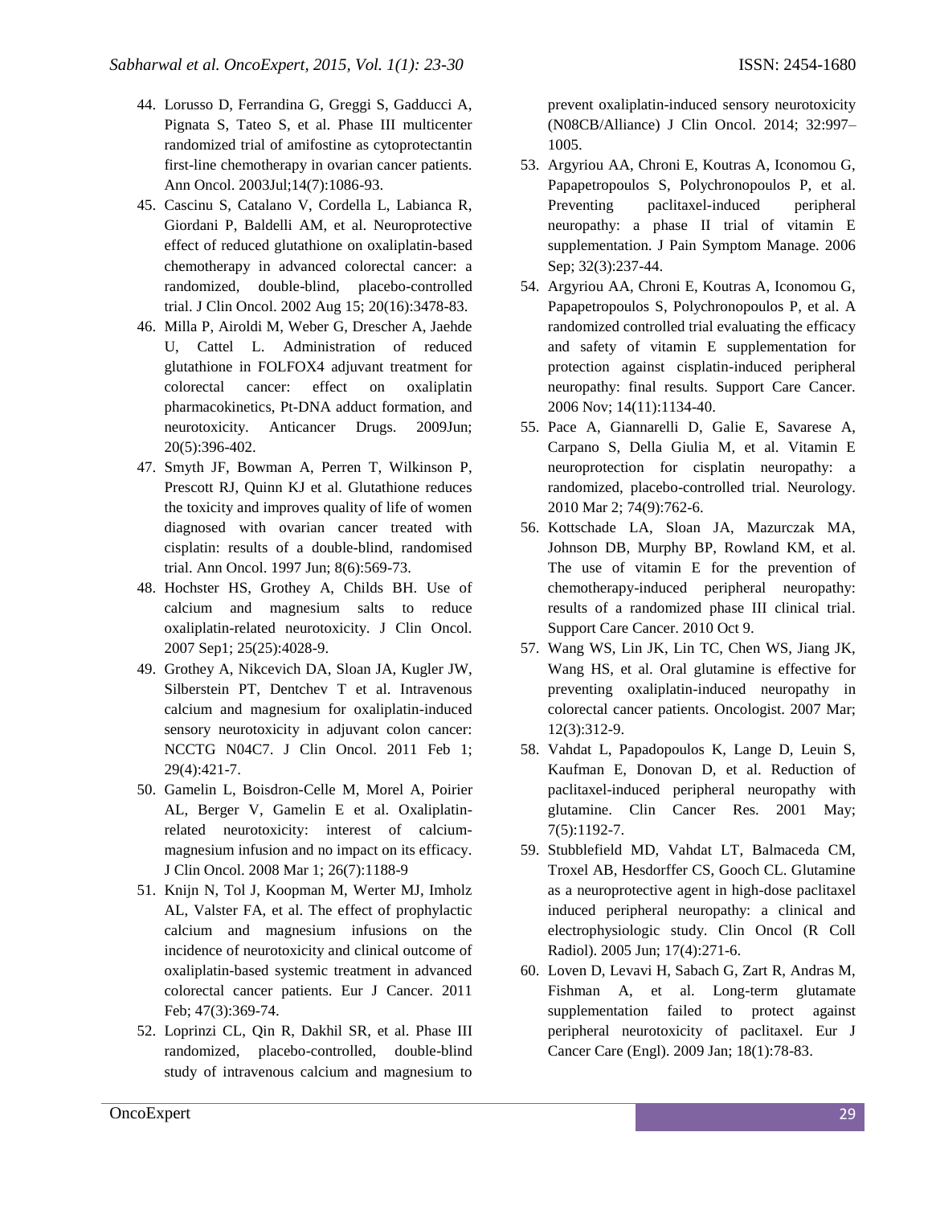44. Lorusso D, Ferrandina G, Greggi S, Gadducci A, Pignata S, Tateo S, et al. Phase III multicenter randomized trial of amifostine as cytoprotectantin first-line chemotherapy in ovarian cancer patients. Ann Oncol. 2003Jul;14(7):1086-93.
45. Cascinu S, Catalano V, Cordella L, Labianca R, Giordani P, Baldelli AM, et al. Neuroprotective effect of reduced glutathione on oxaliplatin-based chemotherapy in advanced colorectal cancer: a randomized, double-blind, placebo-controlled trial. J Clin Oncol. 2002 Aug 15; 20(16):3478-83.
46. Milla P, Airoldi M, Weber G, Drescher A, Jaehde U, Cattel L. Administration of reduced glutathione in FOLFOX4 adjuvant treatment for colorectal cancer: effect on oxaliplatin pharmacokinetics, Pt-DNA adduct formation, and neurotoxicity. Anticancer Drugs. 2009Jun; 20(5):396-402.
47. Smyth JF, Bowman A, Perren T, Wilkinson P, Prescott RJ, Quinn KJ et al. Glutathione reduces the toxicity and improves quality of life of women diagnosed with ovarian cancer treated with cisplatin: results of a double-blind, randomised trial. Ann Oncol. 1997 Jun; 8(6):569-73.
48. Hochster HS, Grothey A, Childs BH. Use of calcium and magnesium salts to reduce oxaliplatin-related neurotoxicity. J Clin Oncol. 2007 Sep1; 25(25):4028-9.
49. Grothey A, Nikcevich DA, Sloan JA, Kugler JW, Silberstein PT, Dentchev T et al. Intravenous calcium and magnesium for oxaliplatin-induced sensory neurotoxicity in adjuvant colon cancer: NCCTG N04C7. J Clin Oncol. 2011 Feb 1; 29(4):421-7.
50. Gamelin L, Boisdron-Celle M, Morel A, Poirier AL, Berger V, Gamelin E et al. Oxaliplatin-related neurotoxicity: interest of calcium-magnesium infusion and no impact on its efficacy. J Clin Oncol. 2008 Mar 1; 26(7):1188-9
51. Knijn N, Tol J, Koopman M, Werter MJ, Imholz AL, Valster FA, et al. The effect of prophylactic calcium and magnesium infusions on the incidence of neurotoxicity and clinical outcome of oxaliplatin-based systemic treatment in advanced colorectal cancer patients. Eur J Cancer. 2011 Feb; 47(3):369-74.
52. Loprinzi CL, Qin R, Dakhil SR, et al. Phase III randomized, placebo-controlled, double-blind study of intravenous calcium and magnesium to prevent oxaliplatin-induced sensory neurotoxicity (N08CB/Alliance) J Clin Oncol. 2014; 32:997–1005.
53. Argyriou AA, Chroni E, Koutras A, Iconomou G, Papapetropoulos S, Polychronopoulos P, et al. Preventing paclitaxel-induced peripheral neuropathy: a phase II trial of vitamin E supplementation. J Pain Symptom Manage. 2006 Sep; 32(3):237-44.
54. Argyriou AA, Chroni E, Koutras A, Iconomou G, Papapetropoulos S, Polychronopoulos P, et al. A randomized controlled trial evaluating the efficacy and safety of vitamin E supplementation for protection against cisplatin-induced peripheral neuropathy: final results. Support Care Cancer. 2006 Nov; 14(11):1134-40.
55. Pace A, Giannarelli D, Galie E, Savarese A, Carpano S, Della Giulia M, et al. Vitamin E neuroprotection for cisplatin neuropathy: a randomized, placebo-controlled trial. Neurology. 2010 Mar 2; 74(9):762-6.
56. Kottschade LA, Sloan JA, Mazurczak MA, Johnson DB, Murphy BP, Rowland KM, et al. The use of vitamin E for the prevention of chemotherapy-induced peripheral neuropathy: results of a randomized phase III clinical trial. Support Care Cancer. 2010 Oct 9.
57. Wang WS, Lin JK, Lin TC, Chen WS, Jiang JK, Wang HS, et al. Oral glutamine is effective for preventing oxaliplatin-induced neuropathy in colorectal cancer patients. Oncologist. 2007 Mar; 12(3):312-9.
58. Vahdat L, Papadopoulos K, Lange D, Leuin S, Kaufman E, Donovan D, et al. Reduction of paclitaxel-induced peripheral neuropathy with glutamine. Clin Cancer Res. 2001 May; 7(5):1192-7.
59. Stubblefield MD, Vahdat LT, Balmaceda CM, Troxel AB, Hesdorffer CS, Gooch CL. Glutamine as a neuroprotective agent in high-dose paclitaxel induced peripheral neuropathy: a clinical and electrophysiologic study. Clin Oncol (R Coll Radiol). 2005 Jun; 17(4):271-6.
60. Loven D, Levavi H, Sabach G, Zart R, Andras M, Fishman A, et al. Long-term glutamate supplementation failed to protect against peripheral neurotoxicity of paclitaxel. Eur J Cancer Care (Engl). 2009 Jan; 18(1):78-83.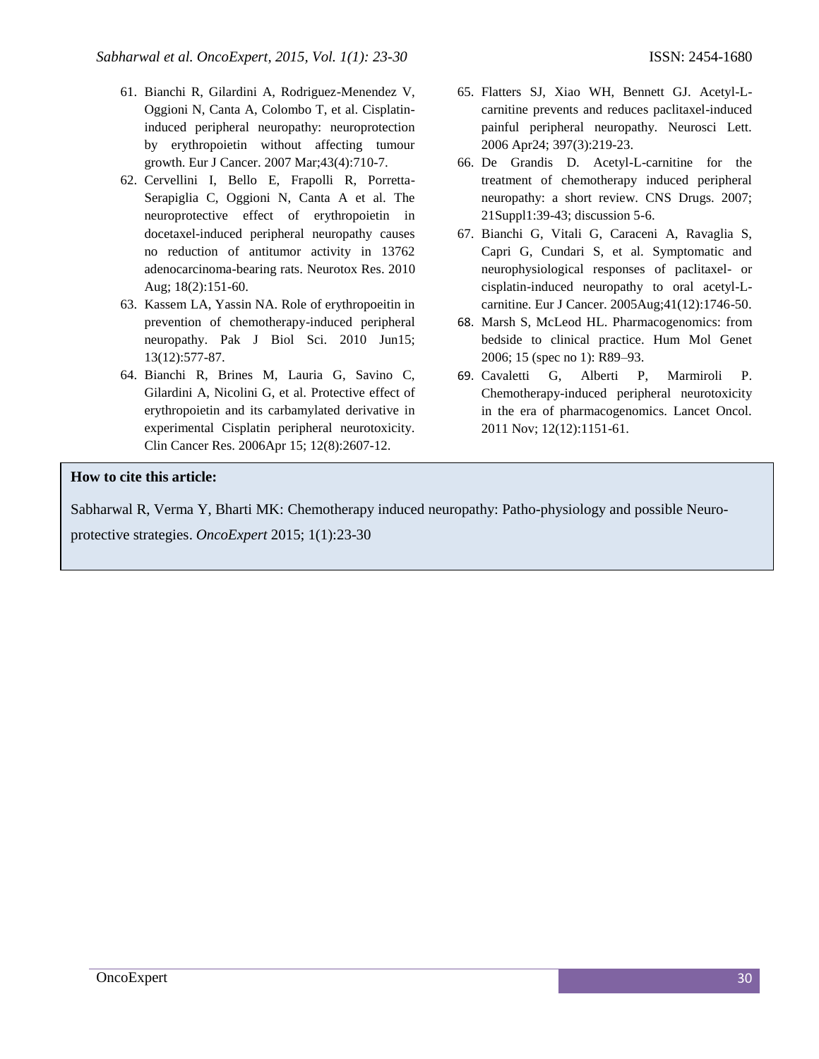61. Bianchi R, Gilardini A, Rodriguez-Menendez V, Oggioni N, Canta A, Colombo T, et al. Cisplatin-induced peripheral neuropathy: neuroprotection by erythropoietin without affecting tumour growth. Eur J Cancer. 2007 Mar;43(4):710-7.
62. Cervellini I, Bello E, Frapolli R, Porretta-Serapiglia C, Oggioni N, Canta A et al. The neuroprotective effect of erythropoietin in docetaxel-induced peripheral neuropathy causes no reduction of antitumor activity in 13762 adenocarcinoma-bearing rats. Neurotox Res. 2010 Aug; 18(2):151-60.
63. Kassem LA, Yassin NA. Role of erythropoeitin in prevention of chemotherapy-induced peripheral neuropathy. Pak J Biol Sci. 2010 Jun15; 13(12):577-87.
64. Bianchi R, Brines M, Lauria G, Savino C, Gilardini A, Nicolini G, et al. Protective effect of erythropoietin and its carbamylated derivative in experimental Cisplatin peripheral neurotoxicity. Clin Cancer Res. 2006Apr 15; 12(8):2607-12.
65. Flatters SJ, Xiao WH, Bennett GJ. Acetyl-L-carnitine prevents and reduces paclitaxel-induced painful peripheral neuropathy. Neurosci Lett. 2006 Apr24; 397(3):219-23.
66. De Grandis D. Acetyl-L-carnitine for the treatment of chemotherapy induced peripheral neuropathy: a short review. CNS Drugs. 2007; 21Suppl1:39-43; discussion 5-6.
67. Bianchi G, Vitali G, Caraceni A, Ravaglia S, Capri G, Cundari S, et al. Symptomatic and neurophysiological responses of paclitaxel- or cisplatin-induced neuropathy to oral acetyl-L-carnitine. Eur J Cancer. 2005Aug;41(12):1746-50.
68. Marsh S, McLeod HL. Pharmacogenomics: from bedside to clinical practice. Hum Mol Genet 2006; 15 (spec no 1): R89–93.
69. Cavaletti G, Alberti P, Marmiroli P. Chemotherapy-induced peripheral neurotoxicity in the era of pharmacogenomics. Lancet Oncol. 2011 Nov; 12(12):1151-61.

**How to cite this article:**

Sabharwal R, Verma Y, Bharti MK: Chemotherapy induced neuropathy: Patho-physiology and possible Neuro-protective strategies. *OncoExpert* 2015; 1(1):23-30